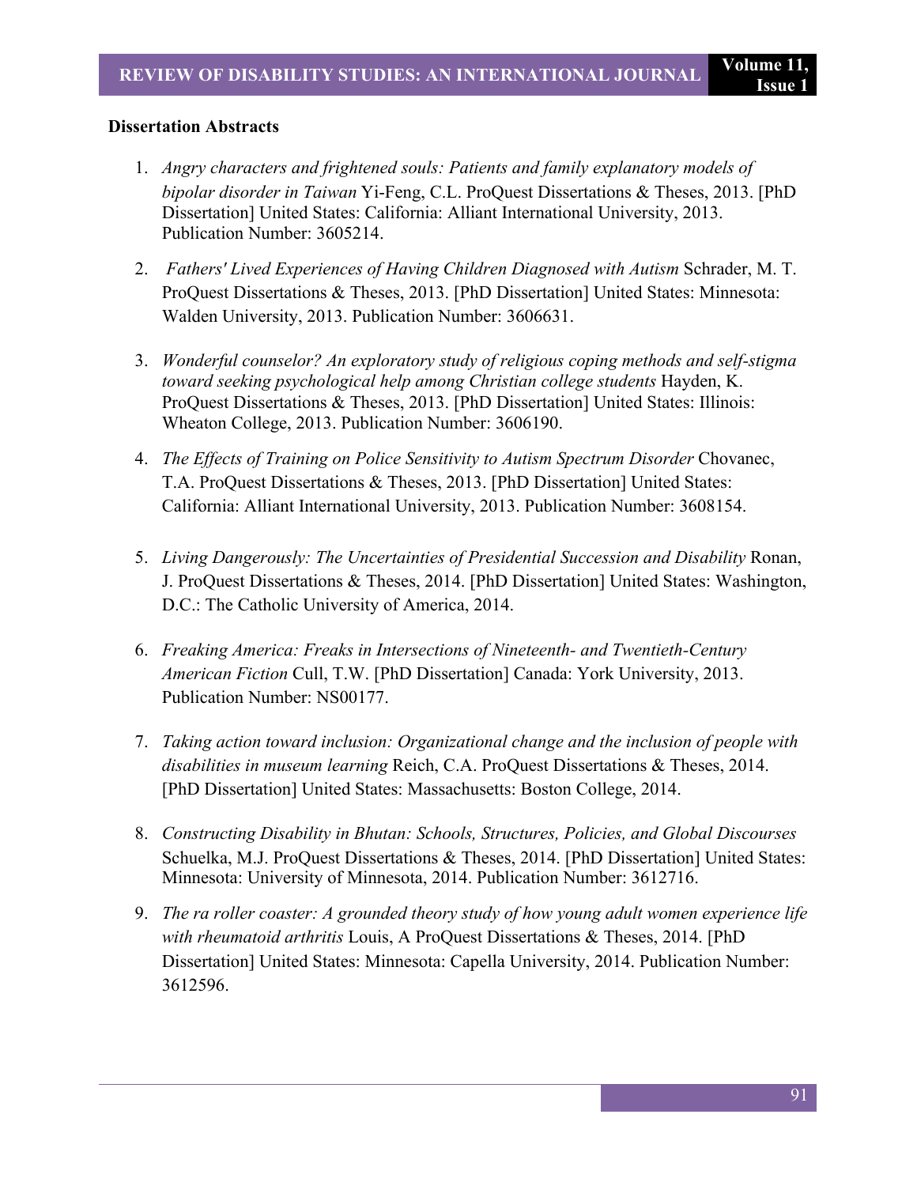**Dissertation Abstracts**

1. *Angry characters and frightened souls: Patients and family explanatory models of bipolar disorder in Taiwan* Yi-Feng, C.L. ProQuest Dissertations & Theses, 2013. [PhD Dissertation] United States: California: Alliant International University, 2013. Publication Number: 3605214.

2. *Fathers' Lived Experiences of Having Children Diagnosed with Autism* Schrader, M. T. ProQuest Dissertations & Theses, 2013. [PhD Dissertation] United States: Minnesota: Walden University, 2013. Publication Number: 3606631.

3. *Wonderful counselor? An exploratory study of religious coping methods and self-stigma toward seeking psychological help among Christian college students* Hayden, K. ProQuest Dissertations & Theses, 2013. [PhD Dissertation] United States: Illinois: Wheaton College, 2013. Publication Number: 3606190.

4. *The Effects of Training on Police Sensitivity to Autism Spectrum Disorder* Chovanec, T.A. ProQuest Dissertations & Theses, 2013. [PhD Dissertation] United States: California: Alliant International University, 2013. Publication Number: 3608154.

5. *Living Dangerously: The Uncertainties of Presidential Succession and Disability* Ronan, J. ProQuest Dissertations & Theses, 2014. [PhD Dissertation] United States: Washington, D.C.: The Catholic University of America, 2014.

6. *Freaking America: Freaks in Intersections of Nineteenth- and Twentieth-Century American Fiction* Cull, T.W. [PhD Dissertation] Canada: York University, 2013. Publication Number: NS00177.

7. *Taking action toward inclusion: Organizational change and the inclusion of people with disabilities in museum learning* Reich, C.A. ProQuest Dissertations & Theses, 2014. [PhD Dissertation] United States: Massachusetts: Boston College, 2014.

8. *Constructing Disability in Bhutan: Schools, Structures, Policies, and Global Discourses* Schuelka, M.J. ProQuest Dissertations & Theses, 2014. [PhD Dissertation] United States: Minnesota: University of Minnesota, 2014. Publication Number: 3612716.

9. *The ra roller coaster: A grounded theory study of how young adult women experience life with rheumatoid arthritis* Louis, A ProQuest Dissertations & Theses, 2014. [PhD Dissertation] United States: Minnesota: Capella University, 2014. Publication Number: 3612596.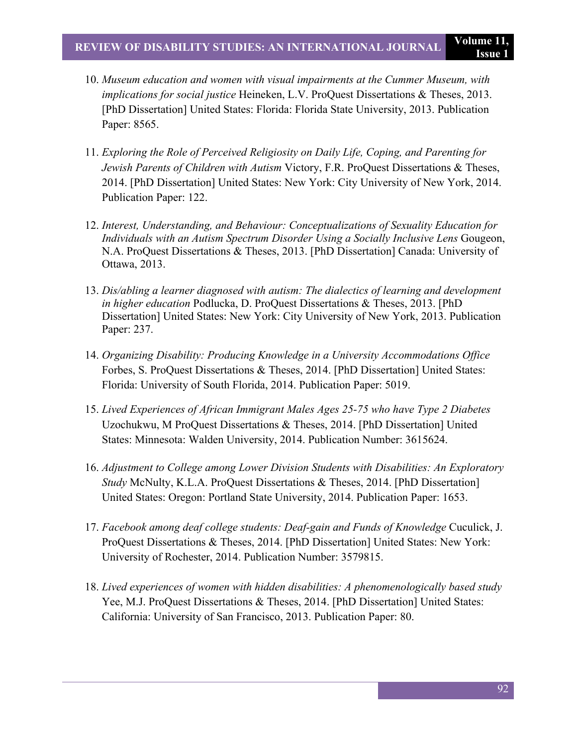10. *Museum education and women with visual impairments at the Cummer Museum, with implications for social justice* Heineken, L.V. ProQuest Dissertations & Theses, 2013. [PhD Dissertation] United States: Florida: Florida State University, 2013. Publication Paper: 8565.

11. *Exploring the Role of Perceived Religiosity on Daily Life, Coping, and Parenting for Jewish Parents of Children with Autism* Victory, F.R. ProQuest Dissertations & Theses, 2014. [PhD Dissertation] United States: New York: City University of New York, 2014. Publication Paper: 122.

12. *Interest, Understanding, and Behaviour: Conceptualizations of Sexuality Education for Individuals with an Autism Spectrum Disorder Using a Socially Inclusive Lens* Gougeon, N.A. ProQuest Dissertations & Theses, 2013. [PhD Dissertation] Canada: University of Ottawa, 2013.

13. *Dis/abling a learner diagnosed with autism: The dialectics of learning and development in higher education* Podlucka, D. ProQuest Dissertations & Theses, 2013. [PhD Dissertation] United States: New York: City University of New York, 2013. Publication Paper: 237.

14. *Organizing Disability: Producing Knowledge in a University Accommodations Office* Forbes, S. ProQuest Dissertations & Theses, 2014. [PhD Dissertation] United States: Florida: University of South Florida, 2014. Publication Paper: 5019.

15. *Lived Experiences of African Immigrant Males Ages 25-75 who have Type 2 Diabetes* Uzochukwu, M ProQuest Dissertations & Theses, 2014. [PhD Dissertation] United States: Minnesota: Walden University, 2014. Publication Number: 3615624.

16. *Adjustment to College among Lower Division Students with Disabilities: An Exploratory Study* McNulty, K.L.A. ProQuest Dissertations & Theses, 2014. [PhD Dissertation] United States: Oregon: Portland State University, 2014. Publication Paper: 1653.

17. *Facebook among deaf college students: Deaf-gain and Funds of Knowledge* Cuculick, J. ProQuest Dissertations & Theses, 2014. [PhD Dissertation] United States: New York: University of Rochester, 2014. Publication Number: 3579815.

18. *Lived experiences of women with hidden disabilities: A phenomenologically based study* Yee, M.J. ProQuest Dissertations & Theses, 2014. [PhD Dissertation] United States: California: University of San Francisco, 2013. Publication Paper: 80.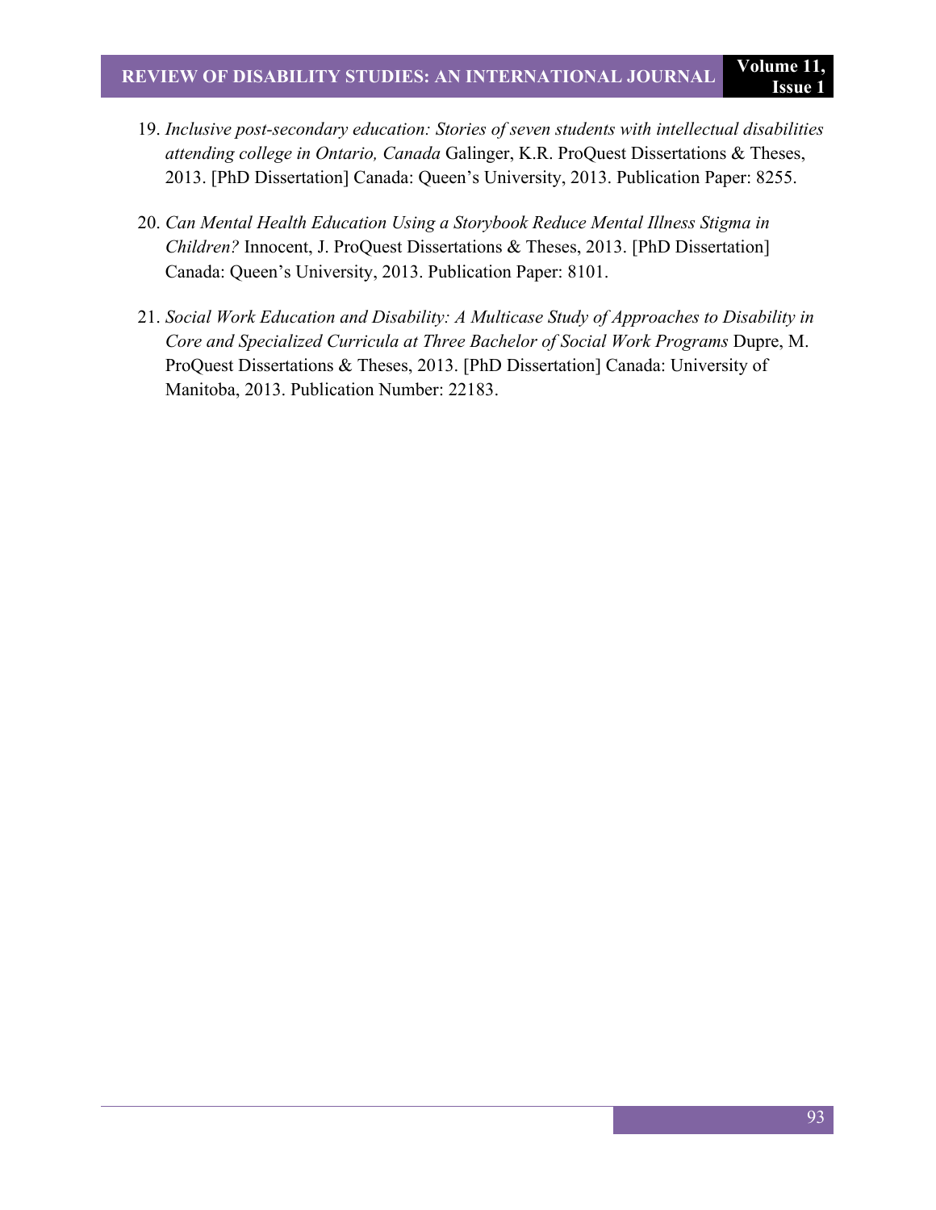19. *Inclusive post-secondary education: Stories of seven students with intellectual disabilities attending college in Ontario, Canada* Galinger, K.R. ProQuest Dissertations & Theses, 2013. [PhD Dissertation] Canada: Queen's University, 2013. Publication Paper: 8255.

20. *Can Mental Health Education Using a Storybook Reduce Mental Illness Stigma in Children?* Innocent, J. ProQuest Dissertations & Theses, 2013. [PhD Dissertation] Canada: Queen's University, 2013. Publication Paper: 8101.

21. *Social Work Education and Disability: A Multicase Study of Approaches to Disability in Core and Specialized Curricula at Three Bachelor of Social Work Programs* Dupre, M. ProQuest Dissertations & Theses, 2013. [PhD Dissertation] Canada: University of Manitoba, 2013. Publication Number: 22183.